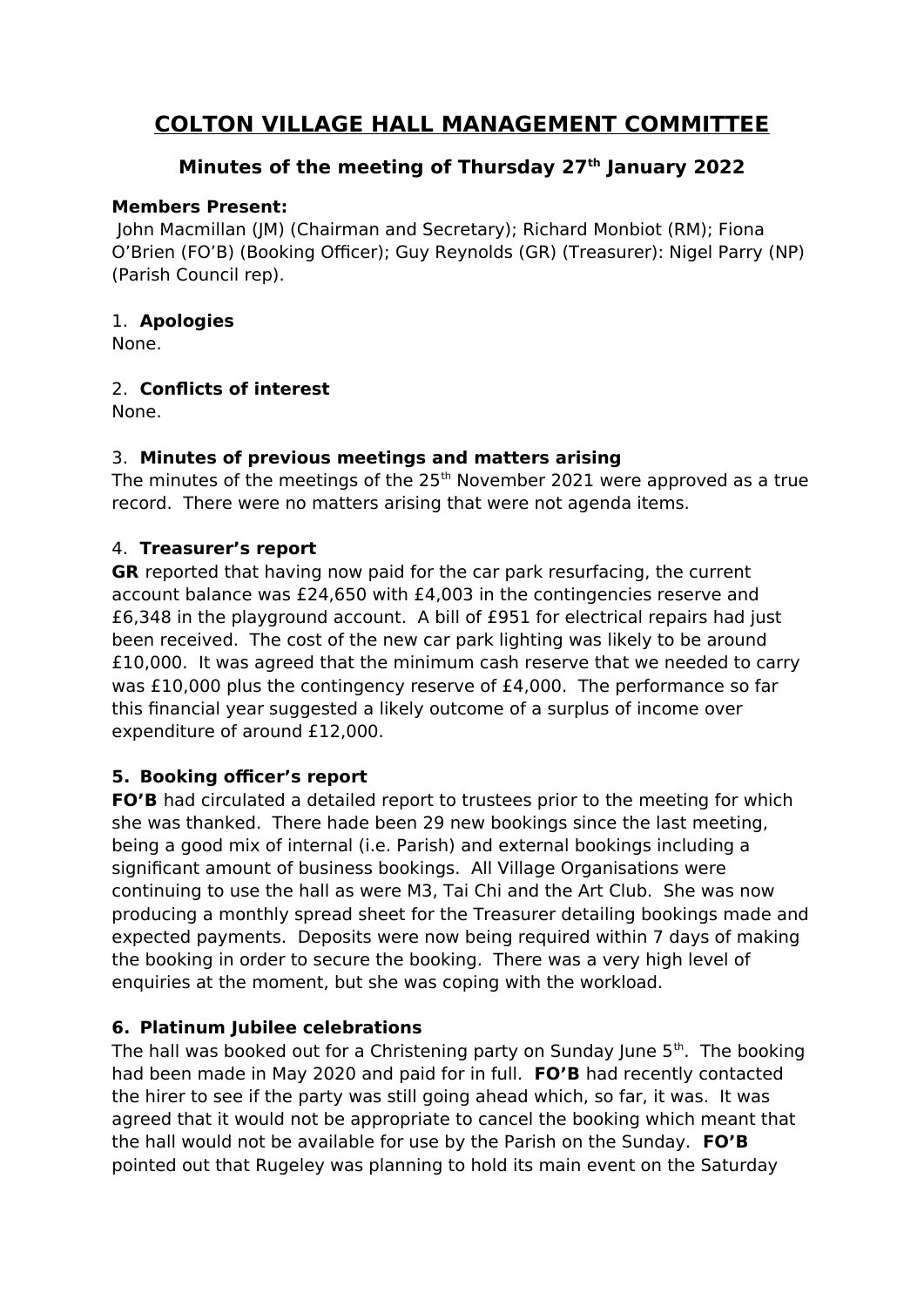# COLTON VILLAGE HALL MANAGEMENT COMMITTEE

## Minutes of the meeting of Thursday 27th January 2022

**Members Present:**
John Macmillan (JM) (Chairman and Secretary); Richard Monbiot (RM); Fiona O'Brien (FO'B) (Booking Officer); Guy Reynolds (GR) (Treasurer): Nigel Parry (NP) (Parish Council rep).

1. **Apologies**

None.

2. **Conflicts of interest**

None.

3. **Minutes of previous meetings and matters arising**

The minutes of the meetings of the 25th November 2021 were approved as a true record. There were no matters arising that were not agenda items.

4. **Treasurer's report**

**GR** reported that having now paid for the car park resurfacing, the current account balance was £24,650 with £4,003 in the contingencies reserve and £6,348 in the playground account. A bill of £951 for electrical repairs had just been received. The cost of the new car park lighting was likely to be around £10,000. It was agreed that the minimum cash reserve that we needed to carry was £10,000 plus the contingency reserve of £4,000. The performance so far this financial year suggested a likely outcome of a surplus of income over expenditure of around £12,000.

**5. Booking officer's report**

**FO'B** had circulated a detailed report to trustees prior to the meeting for which she was thanked. There hade been 29 new bookings since the last meeting, being a good mix of internal (i.e. Parish) and external bookings including a significant amount of business bookings. All Village Organisations were continuing to use the hall as were M3, Tai Chi and the Art Club. She was now producing a monthly spread sheet for the Treasurer detailing bookings made and expected payments. Deposits were now being required within 7 days of making the booking in order to secure the booking. There was a very high level of enquiries at the moment, but she was coping with the workload.

**6. Platinum Jubilee celebrations**

The hall was booked out for a Christening party on Sunday June 5th. The booking had been made in May 2020 and paid for in full. **FO'B** had recently contacted the hirer to see if the party was still going ahead which, so far, it was. It was agreed that it would not be appropriate to cancel the booking which meant that the hall would not be available for use by the Parish on the Sunday. **FO'B** pointed out that Rugeley was planning to hold its main event on the Saturday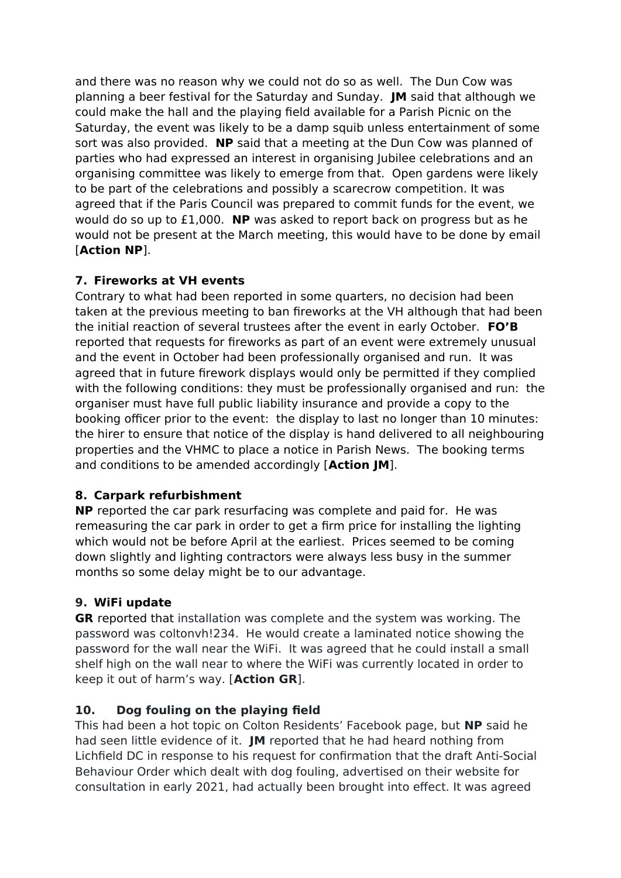and there was no reason why we could not do so as well. The Dun Cow was planning a beer festival for the Saturday and Sunday. **JM** said that although we could make the hall and the playing field available for a Parish Picnic on the Saturday, the event was likely to be a damp squib unless entertainment of some sort was also provided. **NP** said that a meeting at the Dun Cow was planned of parties who had expressed an interest in organising Jubilee celebrations and an organising committee was likely to emerge from that. Open gardens were likely to be part of the celebrations and possibly a scarecrow competition. It was agreed that if the Paris Council was prepared to commit funds for the event, we would do so up to £1,000. **NP** was asked to report back on progress but as he would not be present at the March meeting, this would have to be done by email [**Action NP**].

**7. Fireworks at VH events**

Contrary to what had been reported in some quarters, no decision had been taken at the previous meeting to ban fireworks at the VH although that had been the initial reaction of several trustees after the event in early October. **FO'B** reported that requests for fireworks as part of an event were extremely unusual and the event in October had been professionally organised and run. It was agreed that in future firework displays would only be permitted if they complied with the following conditions: they must be professionally organised and run: the organiser must have full public liability insurance and provide a copy to the booking officer prior to the event: the display to last no longer than 10 minutes: the hirer to ensure that notice of the display is hand delivered to all neighbouring properties and the VHMC to place a notice in Parish News. The booking terms and conditions to be amended accordingly [**Action JM**].

**8. Carpark refurbishment**

**NP** reported the car park resurfacing was complete and paid for. He was remeasuring the car park in order to get a firm price for installing the lighting which would not be before April at the earliest. Prices seemed to be coming down slightly and lighting contractors were always less busy in the summer months so some delay might be to our advantage.

**9. WiFi update**

**GR** reported that installation was complete and the system was working. The password was coltonvh!234. He would create a laminated notice showing the password for the wall near the WiFi. It was agreed that he could install a small shelf high on the wall near to where the WiFi was currently located in order to keep it out of harm's way. [**Action GR**].

**10. Dog fouling on the playing field**

This had been a hot topic on Colton Residents' Facebook page, but **NP** said he had seen little evidence of it. **JM** reported that he had heard nothing from Lichfield DC in response to his request for confirmation that the draft Anti-Social Behaviour Order which dealt with dog fouling, advertised on their website for consultation in early 2021, had actually been brought into effect. It was agreed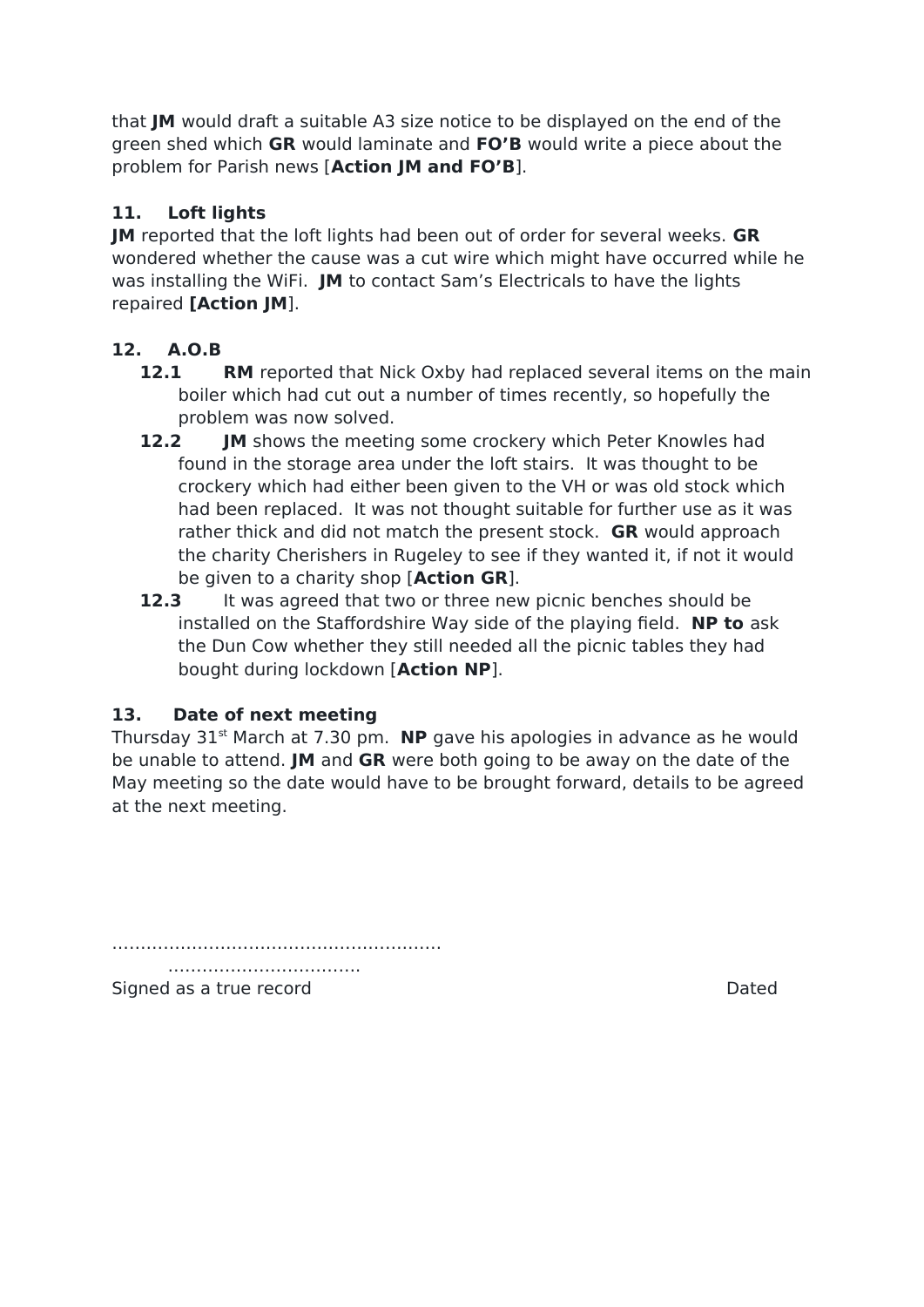that **JM** would draft a suitable A3 size notice to be displayed on the end of the green shed which **GR** would laminate and **FO'B** would write a piece about the problem for Parish news [**Action JM and FO'B**].

**11. Loft lights**

**JM** reported that the loft lights had been out of order for several weeks. **GR** wondered whether the cause was a cut wire which might have occurred while he was installing the WiFi. **JM** to contact Sam's Electricals to have the lights repaired **[Action JM**].

**12. A.O.B**

- **12.1** **RM** reported that Nick Oxby had replaced several items on the main boiler which had cut out a number of times recently, so hopefully the problem was now solved.
- **12.2** **JM** shows the meeting some crockery which Peter Knowles had found in the storage area under the loft stairs. It was thought to be crockery which had either been given to the VH or was old stock which had been replaced. It was not thought suitable for further use as it was rather thick and did not match the present stock. **GR** would approach the charity Cherishers in Rugeley to see if they wanted it, if not it would be given to a charity shop [**Action GR**].
- **12.3** It was agreed that two or three new picnic benches should be installed on the Staffordshire Way side of the playing field. **NP to** ask the Dun Cow whether they still needed all the picnic tables they had bought during lockdown [**Action NP**].

**13. Date of next meeting**

Thursday 31st March at 7.30 pm. **NP** gave his apologies in advance as he would be unable to attend. **JM** and **GR** were both going to be away on the date of the May meeting so the date would have to be brought forward, details to be agreed at the next meeting.

………………………………………………… ……………………………

Signed as a true record Dated